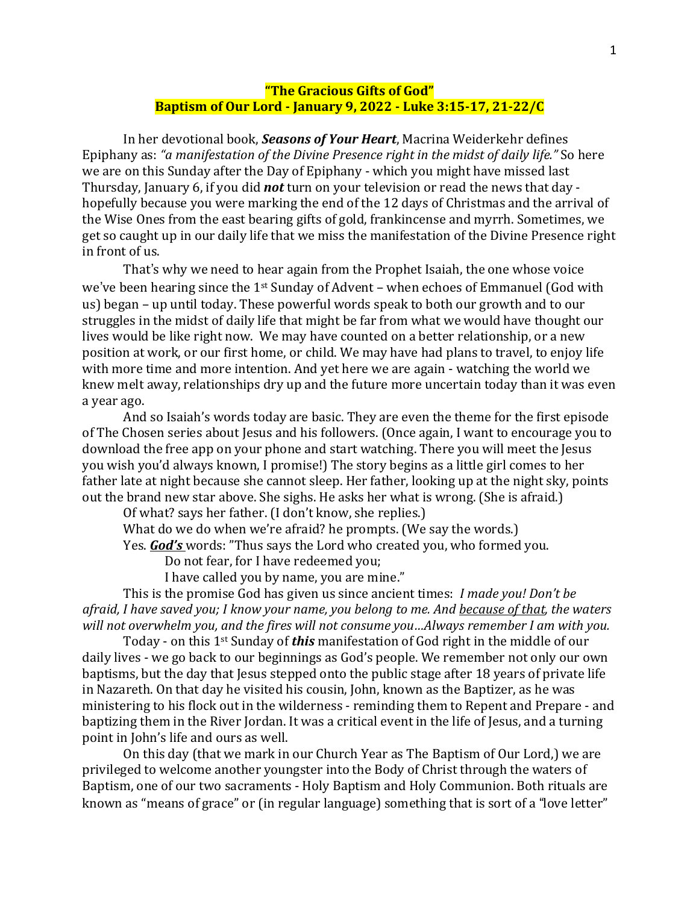**"The Gracious Gifts of God"**
**Baptism of Our Lord - January 9, 2022 - Luke 3:15-17, 21-22/C**

In her devotional book, ***Seasons of Your Heart***, Macrina Weiderkehr defines Epiphany as: *"a manifestation of the Divine Presence right in the midst of daily life."* So here we are on this Sunday after the Day of Epiphany - which you might have missed last Thursday, January 6, if you did ***not*** turn on your television or read the news that day - hopefully because you were marking the end of the 12 days of Christmas and the arrival of the Wise Ones from the east bearing gifts of gold, frankincense and myrrh. Sometimes, we get so caught up in our daily life that we miss the manifestation of the Divine Presence right in front of us.

That's why we need to hear again from the Prophet Isaiah, the one whose voice we've been hearing since the 1st Sunday of Advent – when echoes of Emmanuel (God with us) began – up until today. These powerful words speak to both our growth and to our struggles in the midst of daily life that might be far from what we would have thought our lives would be like right now. We may have counted on a better relationship, or a new position at work, or our first home, or child. We may have had plans to travel, to enjoy life with more time and more intention. And yet here we are again - watching the world we knew melt away, relationships dry up and the future more uncertain today than it was even a year ago.

And so Isaiah's words today are basic. They are even the theme for the first episode of The Chosen series about Jesus and his followers. (Once again, I want to encourage you to download the free app on your phone and start watching. There you will meet the Jesus you wish you'd always known, I promise!) The story begins as a little girl comes to her father late at night because she cannot sleep. Her father, looking up at the night sky, points out the brand new star above. She sighs. He asks her what is wrong. (She is afraid.)

Of what? says her father. (I don't know, she replies.)

What do we do when we're afraid? he prompts. (We say the words.)

Yes. ***God's*** words: "Thus says the Lord who created you, who formed you.
Do not fear, for I have redeemed you;
I have called you by name, you are mine."

This is the promise God has given us since ancient times: *I made you! Don't be afraid, I have saved you; I know your name, you belong to me. And because of that, the waters will not overwhelm you, and the fires will not consume you…Always remember I am with you.*

Today - on this 1st Sunday of ***this*** manifestation of God right in the middle of our daily lives - we go back to our beginnings as God's people. We remember not only our own baptisms, but the day that Jesus stepped onto the public stage after 18 years of private life in Nazareth. On that day he visited his cousin, John, known as the Baptizer, as he was ministering to his flock out in the wilderness - reminding them to Repent and Prepare - and baptizing them in the River Jordan. It was a critical event in the life of Jesus, and a turning point in John's life and ours as well.

On this day (that we mark in our Church Year as The Baptism of Our Lord,) we are privileged to welcome another youngster into the Body of Christ through the waters of Baptism, one of our two sacraments - Holy Baptism and Holy Communion. Both rituals are known as "means of grace" or (in regular language) something that is sort of a "love letter"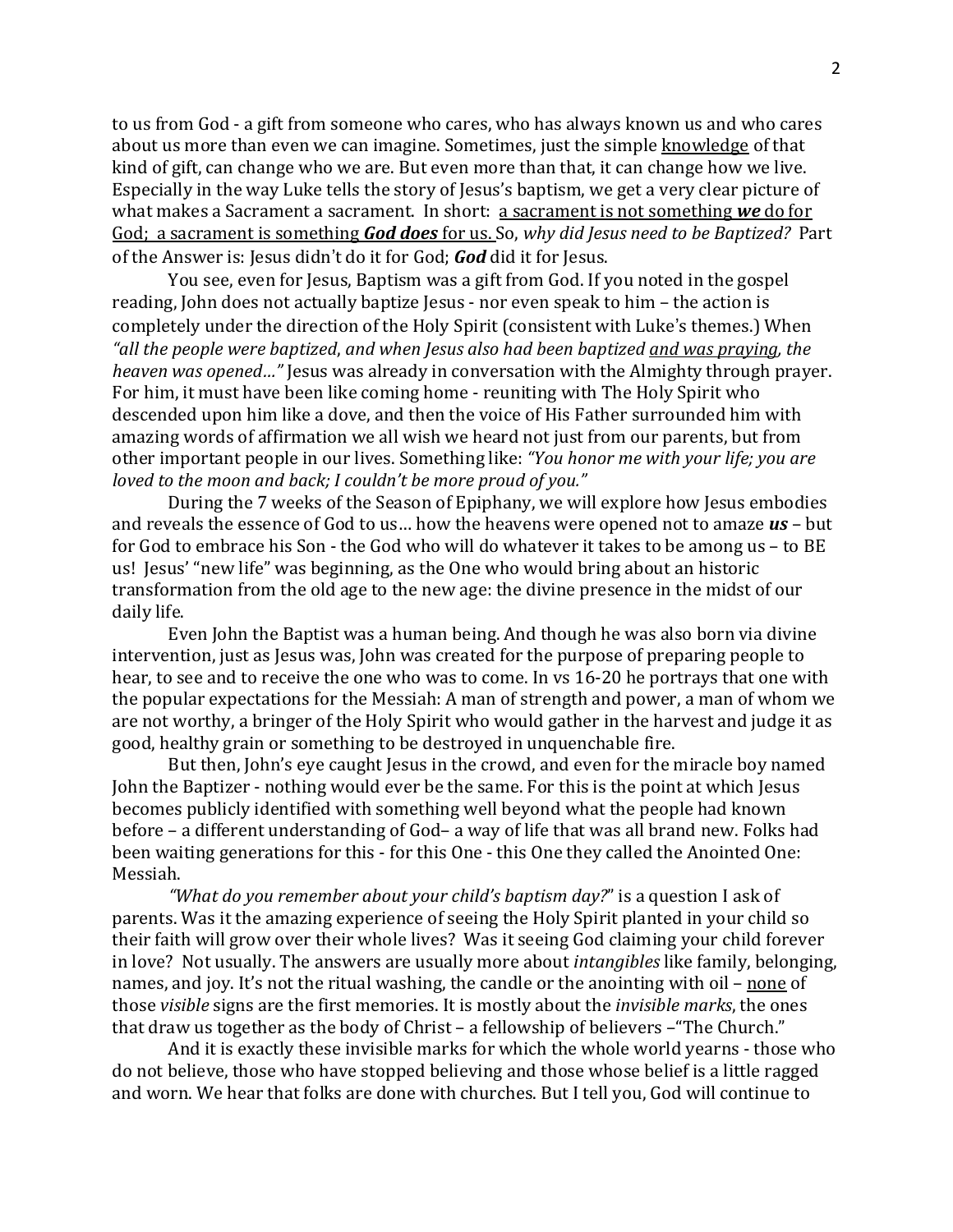to us from God - a gift from someone who cares, who has always known us and who cares about us more than even we can imagine. Sometimes, just the simple <u>knowledge</u> of that kind of gift, can change who we are. But even more than that, it can change how we live. Especially in the way Luke tells the story of Jesus's baptism, we get a very clear picture of what makes a Sacrament a sacrament. In short: <u>a sacrament is not something ***we*** do for God; a sacrament is something ***God does*** for us.</u> So, *why did Jesus need to be Baptized?* Part of the Answer is: Jesus didn't do it for God; ***God*** did it for Jesus.

You see, even for Jesus, Baptism was a gift from God. If you noted in the gospel reading, John does not actually baptize Jesus - nor even speak to him – the action is completely under the direction of the Holy Spirit (consistent with Luke's themes.) When *"all the people were baptized, and when Jesus also had been baptized <u>and was praying</u>, the heaven was opened…"* Jesus was already in conversation with the Almighty through prayer. For him, it must have been like coming home - reuniting with The Holy Spirit who descended upon him like a dove, and then the voice of His Father surrounded him with amazing words of affirmation we all wish we heard not just from our parents, but from other important people in our lives. Something like: *"You honor me with your life; you are loved to the moon and back; I couldn't be more proud of you."*

During the 7 weeks of the Season of Epiphany, we will explore how Jesus embodies and reveals the essence of God to us… how the heavens were opened not to amaze ***us*** – but for God to embrace his Son - the God who will do whatever it takes to be among us – to BE us! Jesus' "new life" was beginning, as the One who would bring about an historic transformation from the old age to the new age: the divine presence in the midst of our daily life.

Even John the Baptist was a human being. And though he was also born via divine intervention, just as Jesus was, John was created for the purpose of preparing people to hear, to see and to receive the one who was to come. In vs 16-20 he portrays that one with the popular expectations for the Messiah: A man of strength and power, a man of whom we are not worthy, a bringer of the Holy Spirit who would gather in the harvest and judge it as good, healthy grain or something to be destroyed in unquenchable fire.

But then, John's eye caught Jesus in the crowd, and even for the miracle boy named John the Baptizer - nothing would ever be the same. For this is the point at which Jesus becomes publicly identified with something well beyond what the people had known before – a different understanding of God– a way of life that was all brand new. Folks had been waiting generations for this - for this One - this One they called the Anointed One: Messiah.

*"What do you remember about your child's baptism day?*" is a question I ask of parents. Was it the amazing experience of seeing the Holy Spirit planted in your child so their faith will grow over their whole lives? Was it seeing God claiming your child forever in love? Not usually. The answers are usually more about *intangibles* like family, belonging, names, and joy. It's not the ritual washing, the candle or the anointing with oil – <u>none</u> of those *visible* signs are the first memories. It is mostly about the *invisible marks*, the ones that draw us together as the body of Christ – a fellowship of believers –"The Church."

And it is exactly these invisible marks for which the whole world yearns - those who do not believe, those who have stopped believing and those whose belief is a little ragged and worn. We hear that folks are done with churches. But I tell you, God will continue to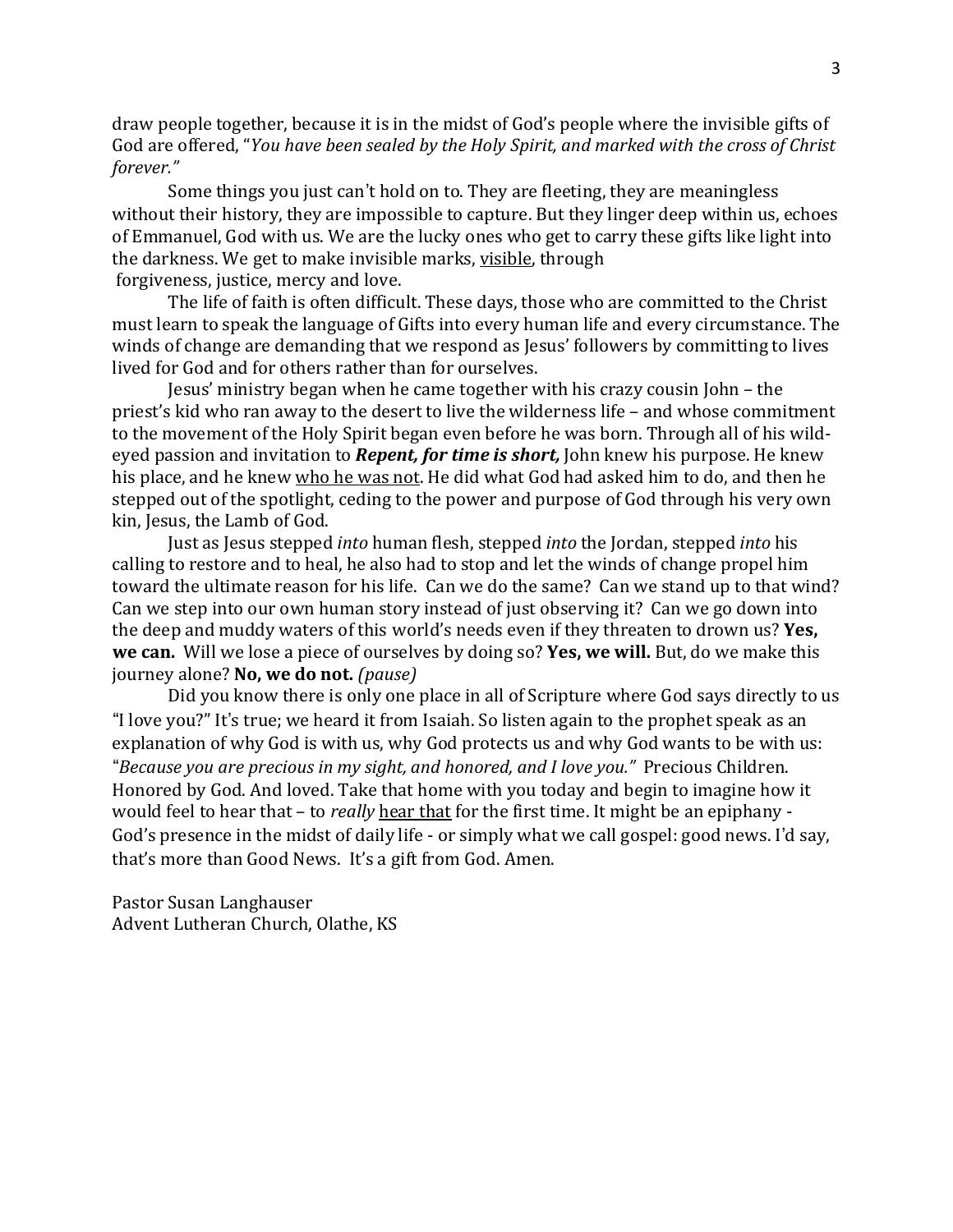draw people together, because it is in the midst of God's people where the invisible gifts of God are offered, "*You have been sealed by the Holy Spirit, and marked with the cross of Christ forever.*"

Some things you just can't hold on to. They are fleeting, they are meaningless without their history, they are impossible to capture. But they linger deep within us, echoes of Emmanuel, God with us. We are the lucky ones who get to carry these gifts like light into the darkness. We get to make invisible marks, <u>visible</u>, through forgiveness, justice, mercy and love.

The life of faith is often difficult. These days, those who are committed to the Christ must learn to speak the language of Gifts into every human life and every circumstance. The winds of change are demanding that we respond as Jesus' followers by committing to lives lived for God and for others rather than for ourselves.

Jesus' ministry began when he came together with his crazy cousin John – the priest's kid who ran away to the desert to live the wilderness life – and whose commitment to the movement of the Holy Spirit began even before he was born. Through all of his wild-eyed passion and invitation to ***Repent, for time is short,*** John knew his purpose. He knew his place, and he knew <u>who he was not</u>. He did what God had asked him to do, and then he stepped out of the spotlight, ceding to the power and purpose of God through his very own kin, Jesus, the Lamb of God.

Just as Jesus stepped *into* human flesh, stepped *into* the Jordan, stepped *into* his calling to restore and to heal, he also had to stop and let the winds of change propel him toward the ultimate reason for his life. Can we do the same? Can we stand up to that wind? Can we step into our own human story instead of just observing it? Can we go down into the deep and muddy waters of this world's needs even if they threaten to drown us? **Yes, we can.** Will we lose a piece of ourselves by doing so? **Yes, we will.** But, do we make this journey alone? **No, we do not.** *(pause)*

Did you know there is only one place in all of Scripture where God says directly to us "I love you?" It's true; we heard it from Isaiah. So listen again to the prophet speak as an explanation of why God is with us, why God protects us and why God wants to be with us: "*Because you are precious in my sight, and honored, and I love you.*" Precious Children. Honored by God. And loved. Take that home with you today and begin to imagine how it would feel to hear that – to *really* <u>hear that</u> for the first time. It might be an epiphany - God's presence in the midst of daily life - or simply what we call gospel: good news. I'd say, that's more than Good News. It's a gift from God. Amen.

Pastor Susan Langhauser
Advent Lutheran Church, Olathe, KS